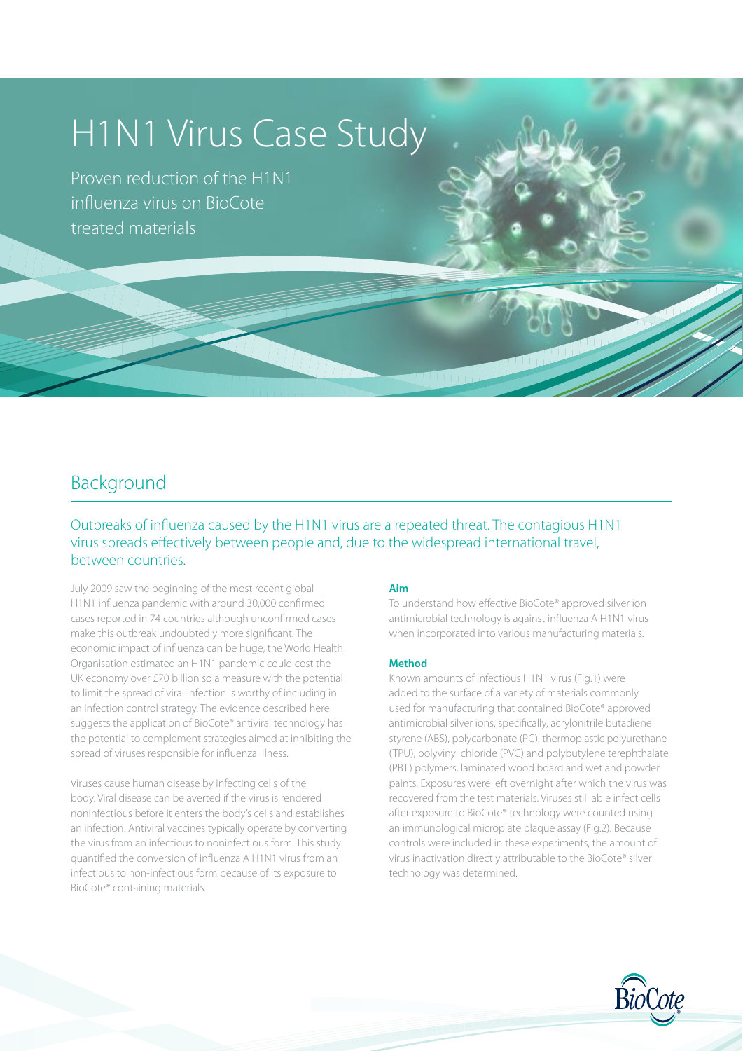# H1N1 Virus Case Study

Proven reduction of the H1N1 influenza virus on BioCote treated materials

## Background

Outbreaks of influenza caused by the H1N1 virus are a repeated threat. The contagious H1N1 virus spreads effectively between people and, due to the widespread international travel, between countries.

July 2009 saw the beginning of the most recent global H1N1 influenza pandemic with around 30,000 confirmed cases reported in 74 countries although unconfirmed cases make this outbreak undoubtedly more significant. The economic impact of influenza can be huge; the World Health Organisation estimated an H1N1 pandemic could cost the UK economy over £70 billion so a measure with the potential to limit the spread of viral infection is worthy of including in an infection control strategy. The evidence described here suggests the application of BioCote® antiviral technology has the potential to complement strategies aimed at inhibiting the spread of viruses responsible for influenza illness.

Viruses cause human disease by infecting cells of the body. Viral disease can be averted if the virus is rendered noninfectious before it enters the body's cells and establishes an infection. Antiviral vaccines typically operate by converting the virus from an infectious to noninfectious form. This study quantified the conversion of influenza A H1N1 virus from an infectious to non-infectious form because of its exposure to BioCote® containing materials.

**Aim**

To understand how effective BioCote® approved silver ion antimicrobial technology is against influenza A H1N1 virus when incorporated into various manufacturing materials.

**Method**

Known amounts of infectious H1N1 virus (Fig.1) were added to the surface of a variety of materials commonly used for manufacturing that contained BioCote® approved antimicrobial silver ions; specifically, acrylonitrile butadiene styrene (ABS), polycarbonate (PC), thermoplastic polyurethane (TPU), polyvinyl chloride (PVC) and polybutylene terephthalate (PBT) polymers, laminated wood board and wet and powder paints. Exposures were left overnight after which the virus was recovered from the test materials. Viruses still able infect cells after exposure to BioCote® technology were counted using an immunological microplate plaque assay (Fig.2). Because controls were included in these experiments, the amount of virus inactivation directly attributable to the BioCote® silver technology was determined.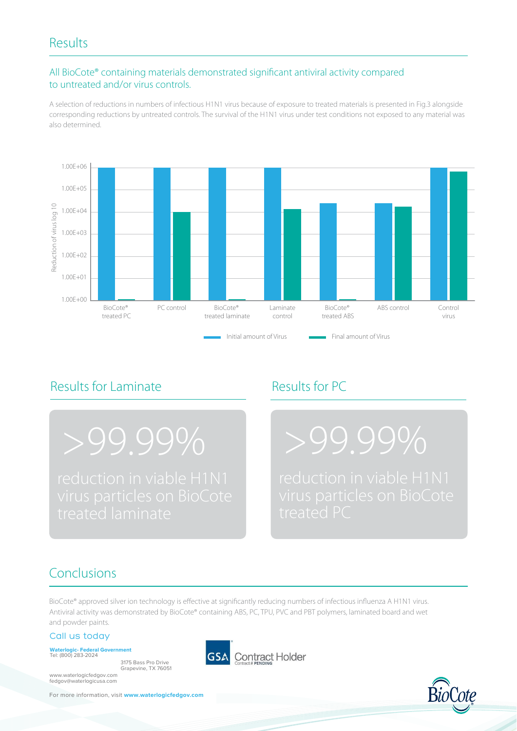## Results

### All BioCote® containing materials demonstrated significant antiviral activity compared to untreated and/or virus controls.

A selection of reductions in numbers of infectious H1N1 virus because of exposure to treated materials is presented in Fig.3 alongside corresponding reductions by untreated controls. The survival of the H1N1 virus under test conditions not exposed to any material was also determined.

Reduction of virus log 10

1.00E+06
1.00E+05
1.00E+04
1.00E+03
1.00E+02
1.00E+01
1.00E+00

BioCote® treated PC
PC control
BioCote® treated laminate
Laminate control
BioCote® treated ABS
ABS control
Control virus

Initial amount of Virus
Final amount of Virus

### Results for Laminate

>99.99%

reduction in viable H1N1 virus particles on BioCote treated laminate

### Results for PC

>99.99%

reduction in viable H1N1 virus particles on BioCote treated PC

## Conclusions

BioCote® approved silver ion technology is effective at significantly reducing numbers of infectious influenza A H1N1 virus. Antiviral activity was demonstrated by BioCote® containing ABS, PC, TPU, PVC and PBT polymers, laminated board and wet and powder paints.

Call us today

**Waterlogic- Federal Government**
Tel: (800) 283-2024

3175 Bass Pro Drive
Grapevine, TX 76051

www.waterlogicfedgov.com
fedgov@waterlogicusa.com

GSA Contract Holder
Contract # PENDING

For more information, visit **www.waterlogicfedgov.com**

BioCote®